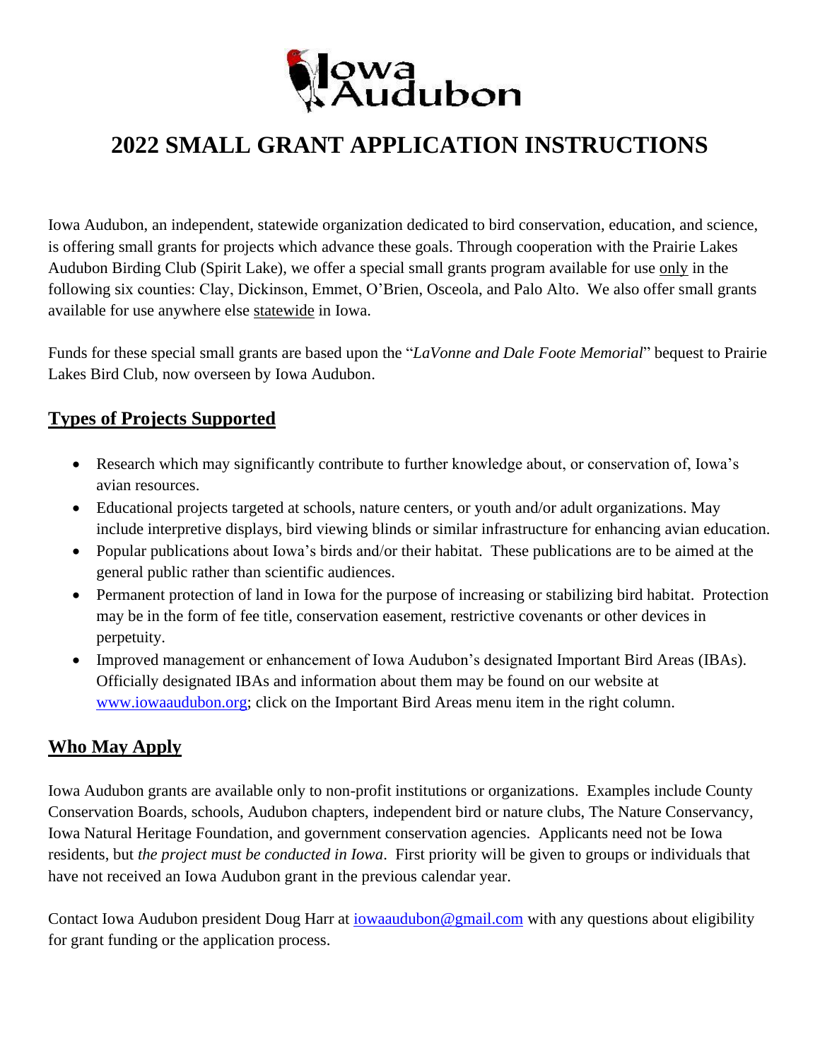# 2022 SMALL GRANT APPLICATION INSTRUCTIONS

Iowa Audubon, an independent, statewide organization dedicated to bird conservation, education, and science, is offering small grants for projects which advance these goals. Through cooperation with the Prairie Lakes Audubon Birding Club (Spirit Lake), we offer a special small grants program available for use only in the following six counties: Clay, Dickinson, Emmet, O'Brien, Osceola, and Palo Alto. We also offer small grants available for use anywhere else statewide in Iowa.

Funds for these special small grants are based upon the "*LaVonne and Dale Foote Memorial*" bequest to Prairie Lakes Bird Club, now overseen by Iowa Audubon.

## Types of Projects Supported

- Research which may significantly contribute to further knowledge about, or conservation of, Iowa's avian resources.
- Educational projects targeted at schools, nature centers, or youth and/or adult organizations. May include interpretive displays, bird viewing blinds or similar infrastructure for enhancing avian education.
- Popular publications about Iowa's birds and/or their habitat. These publications are to be aimed at the general public rather than scientific audiences.
- Permanent protection of land in Iowa for the purpose of increasing or stabilizing bird habitat. Protection may be in the form of fee title, conservation easement, restrictive covenants or other devices in perpetuity.
- Improved management or enhancement of Iowa Audubon's designated Important Bird Areas (IBAs). Officially designated IBAs and information about them may be found on our website at www.iowaaudubon.org; click on the Important Bird Areas menu item in the right column.

## Who May Apply

Iowa Audubon grants are available only to non-profit institutions or organizations. Examples include County Conservation Boards, schools, Audubon chapters, independent bird or nature clubs, The Nature Conservancy, Iowa Natural Heritage Foundation, and government conservation agencies. Applicants need not be Iowa residents, but *the project must be conducted in Iowa*. First priority will be given to groups or individuals that have not received an Iowa Audubon grant in the previous calendar year.

Contact Iowa Audubon president Doug Harr at iowaaudubon@gmail.com with any questions about eligibility for grant funding or the application process.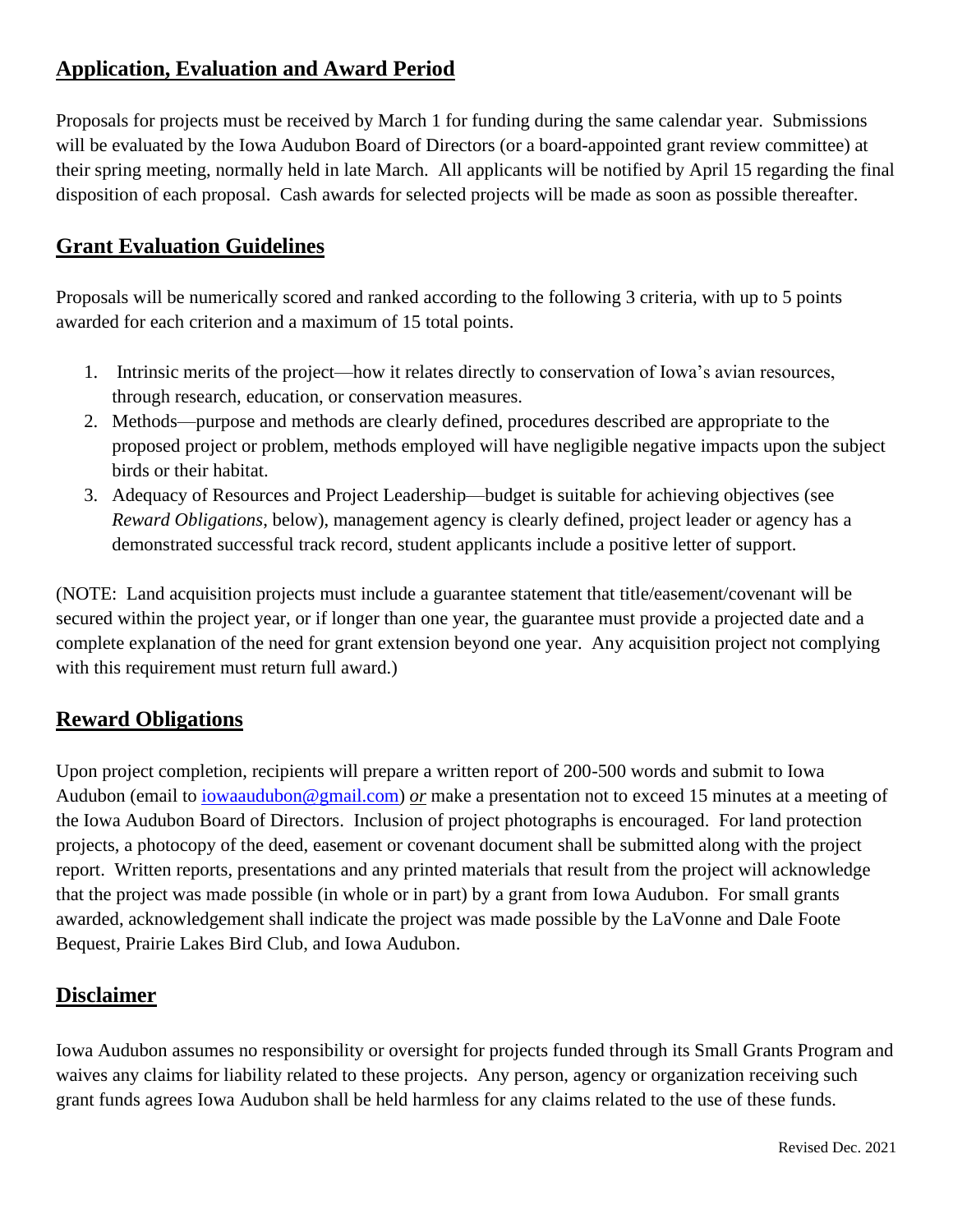## Application, Evaluation and Award Period

Proposals for projects must be received by March 1 for funding during the same calendar year. Submissions will be evaluated by the Iowa Audubon Board of Directors (or a board-appointed grant review committee) at their spring meeting, normally held in late March. All applicants will be notified by April 15 regarding the final disposition of each proposal. Cash awards for selected projects will be made as soon as possible thereafter.

## Grant Evaluation Guidelines

Proposals will be numerically scored and ranked according to the following 3 criteria, with up to 5 points awarded for each criterion and a maximum of 15 total points.

1. Intrinsic merits of the project—how it relates directly to conservation of Iowa's avian resources, through research, education, or conservation measures.
2. Methods—purpose and methods are clearly defined, procedures described are appropriate to the proposed project or problem, methods employed will have negligible negative impacts upon the subject birds or their habitat.
3. Adequacy of Resources and Project Leadership—budget is suitable for achieving objectives (see *Reward Obligations*, below), management agency is clearly defined, project leader or agency has a demonstrated successful track record, student applicants include a positive letter of support.

(NOTE: Land acquisition projects must include a guarantee statement that title/easement/covenant will be secured within the project year, or if longer than one year, the guarantee must provide a projected date and a complete explanation of the need for grant extension beyond one year. Any acquisition project not complying with this requirement must return full award.)

## Reward Obligations

Upon project completion, recipients will prepare a written report of 200-500 words and submit to Iowa Audubon (email to iowaaudubon@gmail.com) ***or*** make a presentation not to exceed 15 minutes at a meeting of the Iowa Audubon Board of Directors. Inclusion of project photographs is encouraged. For land protection projects, a photocopy of the deed, easement or covenant document shall be submitted along with the project report. Written reports, presentations and any printed materials that result from the project will acknowledge that the project was made possible (in whole or in part) by a grant from Iowa Audubon. For small grants awarded, acknowledgement shall indicate the project was made possible by the LaVonne and Dale Foote Bequest, Prairie Lakes Bird Club, and Iowa Audubon.

## Disclaimer

Iowa Audubon assumes no responsibility or oversight for projects funded through its Small Grants Program and waives any claims for liability related to these projects. Any person, agency or organization receiving such grant funds agrees Iowa Audubon shall be held harmless for any claims related to the use of these funds.

Revised Dec. 2021